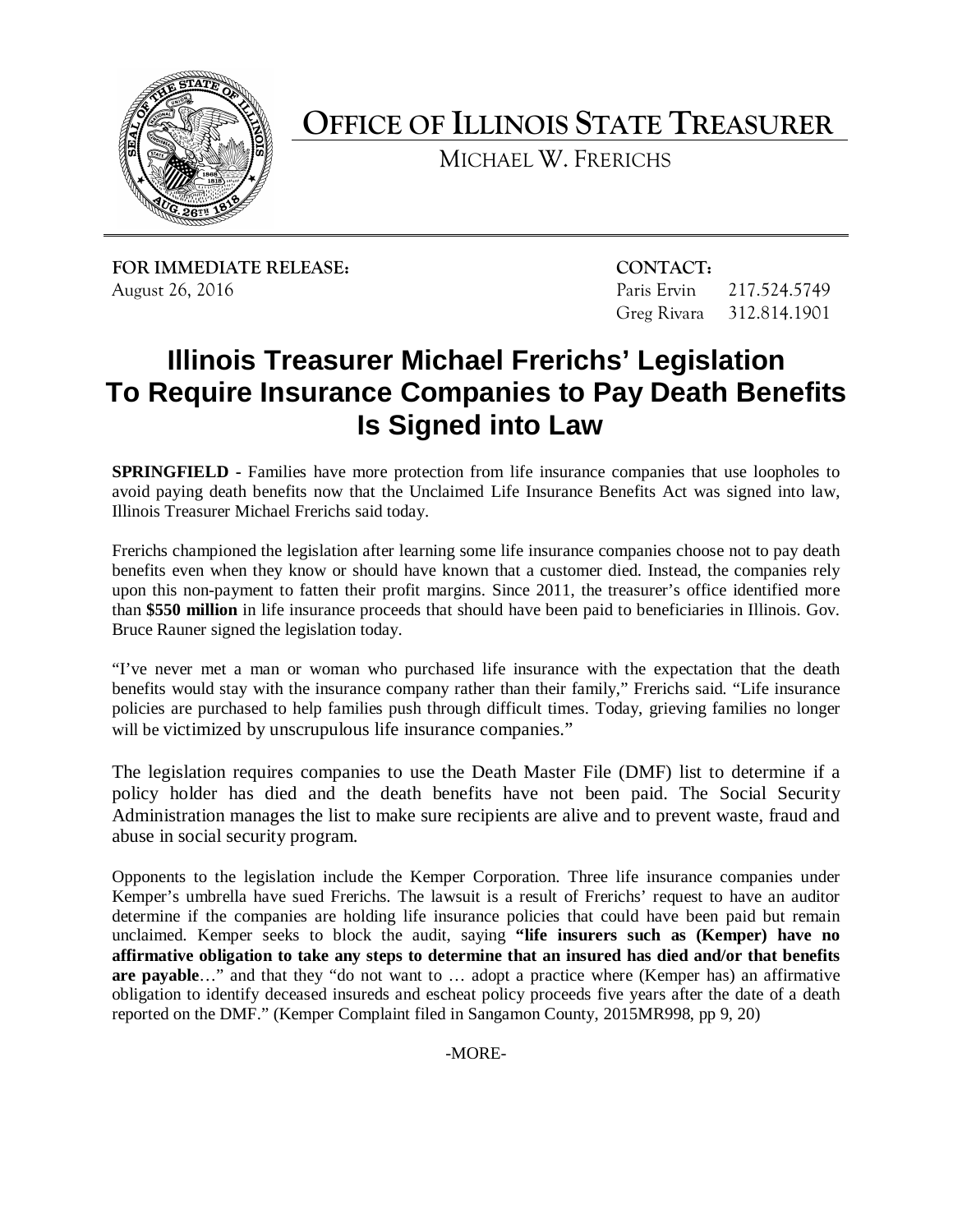# OFFICE OF ILLINOIS STATE TREASURER

MICHAEL W. FRERICHS

**FOR IMMEDIATE RELEASE:**
August 26, 2016

**CONTACT:**
Paris Ervin 217.524.5749
Greg Rivara 312.814.1901

## Illinois Treasurer Michael Frerichs' Legislation To Require Insurance Companies to Pay Death Benefits Is Signed into Law

**SPRINGFIELD** - Families have more protection from life insurance companies that use loopholes to avoid paying death benefits now that the Unclaimed Life Insurance Benefits Act was signed into law, Illinois Treasurer Michael Frerichs said today.

Frerichs championed the legislation after learning some life insurance companies choose not to pay death benefits even when they know or should have known that a customer died. Instead, the companies rely upon this non-payment to fatten their profit margins. Since 2011, the treasurer's office identified more than **$550 million** in life insurance proceeds that should have been paid to beneficiaries in Illinois. Gov. Bruce Rauner signed the legislation today.

"I've never met a man or woman who purchased life insurance with the expectation that the death benefits would stay with the insurance company rather than their family," Frerichs said. "Life insurance policies are purchased to help families push through difficult times. Today, grieving families no longer will be victimized by unscrupulous life insurance companies."

The legislation requires companies to use the Death Master File (DMF) list to determine if a policy holder has died and the death benefits have not been paid. The Social Security Administration manages the list to make sure recipients are alive and to prevent waste, fraud and abuse in social security program.

Opponents to the legislation include the Kemper Corporation. Three life insurance companies under Kemper's umbrella have sued Frerichs. The lawsuit is a result of Frerichs' request to have an auditor determine if the companies are holding life insurance policies that could have been paid but remain unclaimed. Kemper seeks to block the audit, saying **"life insurers such as (Kemper) have no affirmative obligation to take any steps to determine that an insured has died and/or that benefits are payable**…" and that they "do not want to … adopt a practice where (Kemper has) an affirmative obligation to identify deceased insureds and escheat policy proceeds five years after the date of a death reported on the DMF." (Kemper Complaint filed in Sangamon County, 2015MR998, pp 9, 20)

-MORE-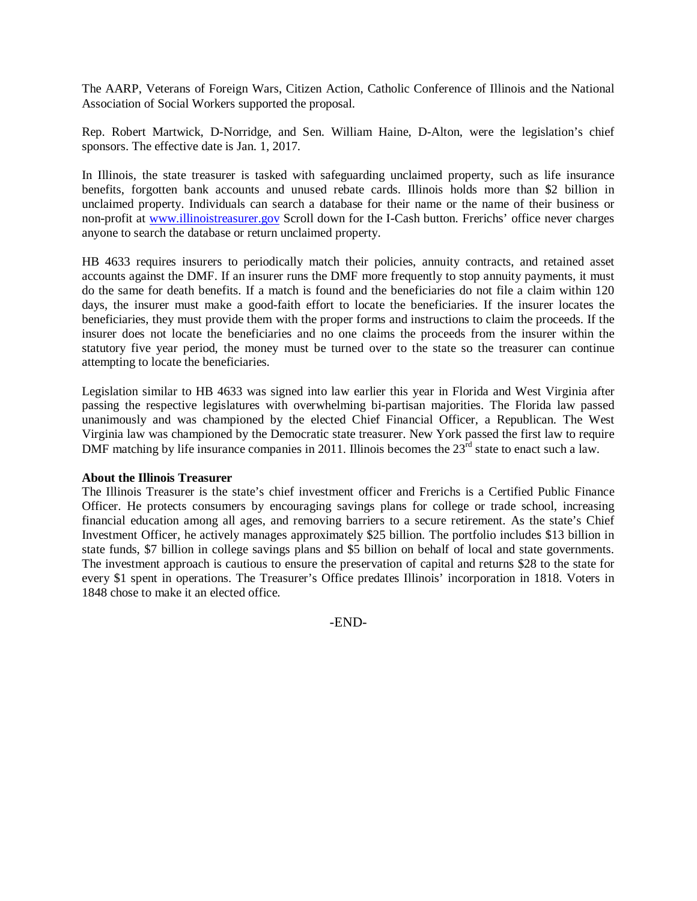The AARP, Veterans of Foreign Wars, Citizen Action, Catholic Conference of Illinois and the National Association of Social Workers supported the proposal.

Rep. Robert Martwick, D-Norridge, and Sen. William Haine, D-Alton, were the legislation's chief sponsors. The effective date is Jan. 1, 2017.

In Illinois, the state treasurer is tasked with safeguarding unclaimed property, such as life insurance benefits, forgotten bank accounts and unused rebate cards. Illinois holds more than $2 billion in unclaimed property. Individuals can search a database for their name or the name of their business or non-profit at [www.illinoistreasurer.gov](http://www.illinoistreasurer.gov) Scroll down for the I-Cash button. Frerichs' office never charges anyone to search the database or return unclaimed property.

HB 4633 requires insurers to periodically match their policies, annuity contracts, and retained asset accounts against the DMF. If an insurer runs the DMF more frequently to stop annuity payments, it must do the same for death benefits. If a match is found and the beneficiaries do not file a claim within 120 days, the insurer must make a good-faith effort to locate the beneficiaries. If the insurer locates the beneficiaries, they must provide them with the proper forms and instructions to claim the proceeds. If the insurer does not locate the beneficiaries and no one claims the proceeds from the insurer within the statutory five year period, the money must be turned over to the state so the treasurer can continue attempting to locate the beneficiaries.

Legislation similar to HB 4633 was signed into law earlier this year in Florida and West Virginia after passing the respective legislatures with overwhelming bi-partisan majorities. The Florida law passed unanimously and was championed by the elected Chief Financial Officer, a Republican. The West Virginia law was championed by the Democratic state treasurer. New York passed the first law to require DMF matching by life insurance companies in 2011. Illinois becomes the 23rd state to enact such a law.

**About the Illinois Treasurer**

The Illinois Treasurer is the state's chief investment officer and Frerichs is a Certified Public Finance Officer. He protects consumers by encouraging savings plans for college or trade school, increasing financial education among all ages, and removing barriers to a secure retirement. As the state's Chief Investment Officer, he actively manages approximately $25 billion. The portfolio includes $13 billion in state funds, $7 billion in college savings plans and $5 billion on behalf of local and state governments. The investment approach is cautious to ensure the preservation of capital and returns $28 to the state for every $1 spent in operations. The Treasurer's Office predates Illinois' incorporation in 1818. Voters in 1848 chose to make it an elected office.

-END-